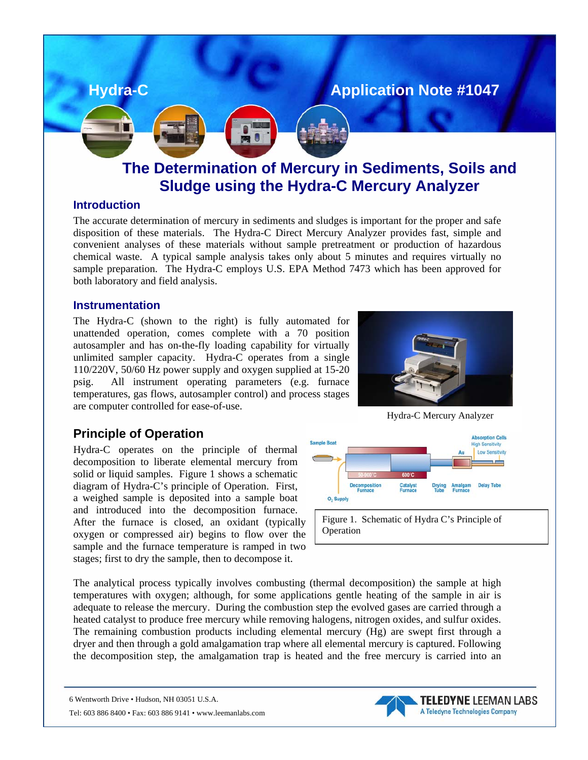Hydra-C

Application Note #1047

# The Determination of Mercury in Sediments, Soils and Sludge using the Hydra-C Mercury Analyzer

## Introduction

The accurate determination of mercury in sediments and sludges is important for the proper and safe disposition of these materials. The Hydra-C Direct Mercury Analyzer provides fast, simple and convenient analyses of these materials without sample pretreatment or production of hazardous chemical waste. A typical sample analysis takes only about 5 minutes and requires virtually no sample preparation. The Hydra-C employs U.S. EPA Method 7473 which has been approved for both laboratory and field analysis.

## Instrumentation

The Hydra-C (shown to the right) is fully automated for unattended operation, comes complete with a 70 position autosampler and has on-the-fly loading capability for virtually unlimited sampler capacity. Hydra-C operates from a single 110/220V, 50/60 Hz power supply and oxygen supplied at 15-20 psig. All instrument operating parameters (e.g. furnace temperatures, gas flows, autosampler control) and process stages are computer controlled for ease-of-use.

Hydra-C Mercury Analyzer

## Principle of Operation

Hydra-C operates on the principle of thermal decomposition to liberate elemental mercury from solid or liquid samples. Figure 1 shows a schematic diagram of Hydra-C's principle of Operation. First, a weighed sample is deposited into a sample boat and introduced into the decomposition furnace. After the furnace is closed, an oxidant (typically oxygen or compressed air) begins to flow over the sample and the furnace temperature is ramped in two stages; first to dry the sample, then to decompose it.

Figure 1. Schematic of Hydra C's Principle of Operation

The analytical process typically involves combusting (thermal decomposition) the sample at high temperatures with oxygen; although, for some applications gentle heating of the sample in air is adequate to release the mercury. During the combustion step the evolved gases are carried through a heated catalyst to produce free mercury while removing halogens, nitrogen oxides, and sulfur oxides. The remaining combustion products including elemental mercury (Hg) are swept first through a dryer and then through a gold amalgamation trap where all elemental mercury is captured. Following the decomposition step, the amalgamation trap is heated and the free mercury is carried into an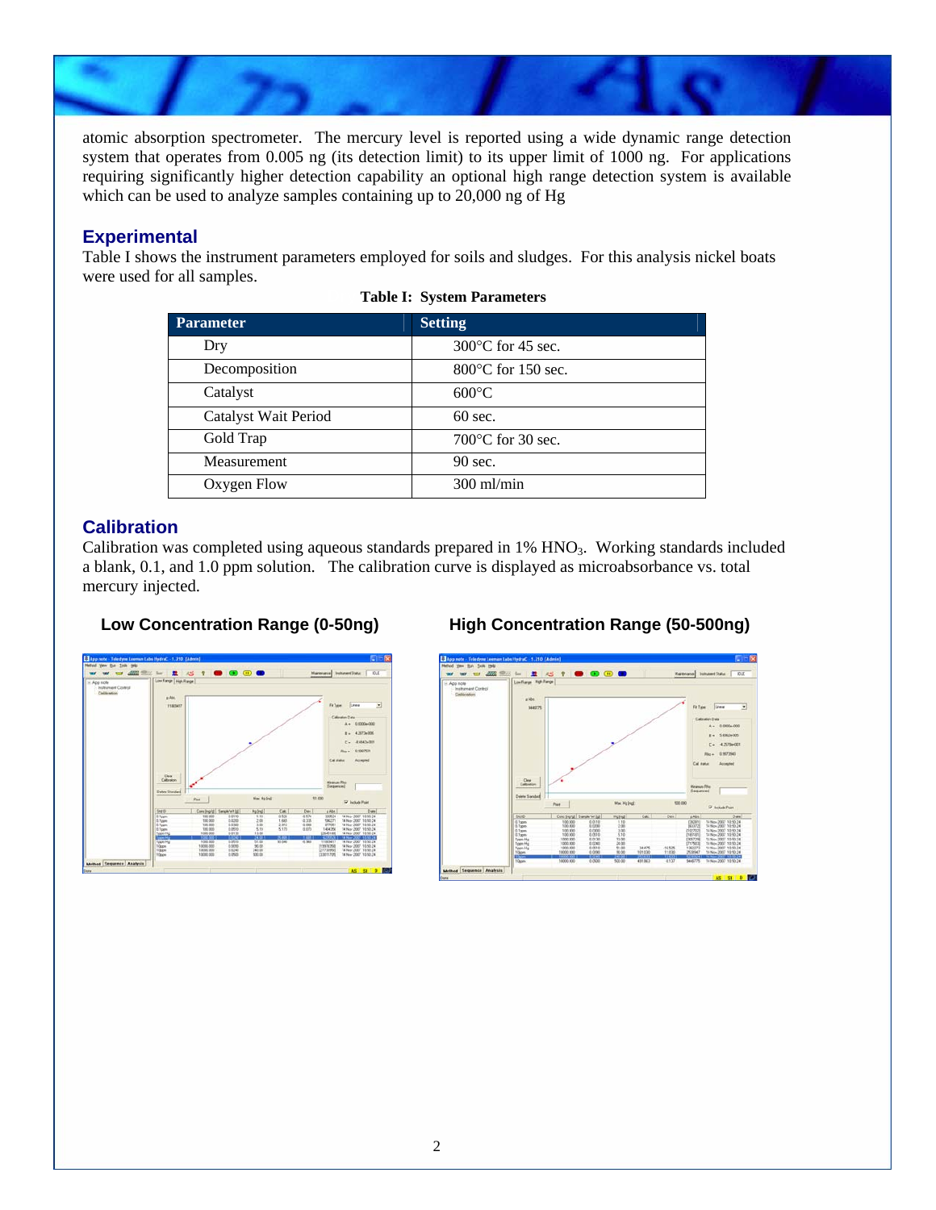atomic absorption spectrometer. The mercury level is reported using a wide dynamic range detection system that operates from 0.005 ng (its detection limit) to its upper limit of 1000 ng. For applications requiring significantly higher detection capability an optional high range detection system is available which can be used to analyze samples containing up to 20,000 ng of Hg

## Experimental

Table I shows the instrument parameters employed for soils and sludges. For this analysis nickel boats were used for all samples.

**Table I: System Parameters**

| Parameter | Setting |
| --- | --- |
| Dry | 300°C for 45 sec. |
| Decomposition | 800°C for 150 sec. |
| Catalyst | 600°C |
| Catalyst Wait Period | 60 sec. |
| Gold Trap | 700°C for 30 sec. |
| Measurement | 90 sec. |
| Oxygen Flow | 300 ml/min |

## Calibration

Calibration was completed using aqueous standards prepared in 1% $HNO_3$. Working standards included a blank, 0.1, and 1.0 ppm solution. The calibration curve is displayed as microabsorbance vs. total mercury injected.

**Low Concentration Range (0-50ng)**

**High Concentration Range (50-500ng)**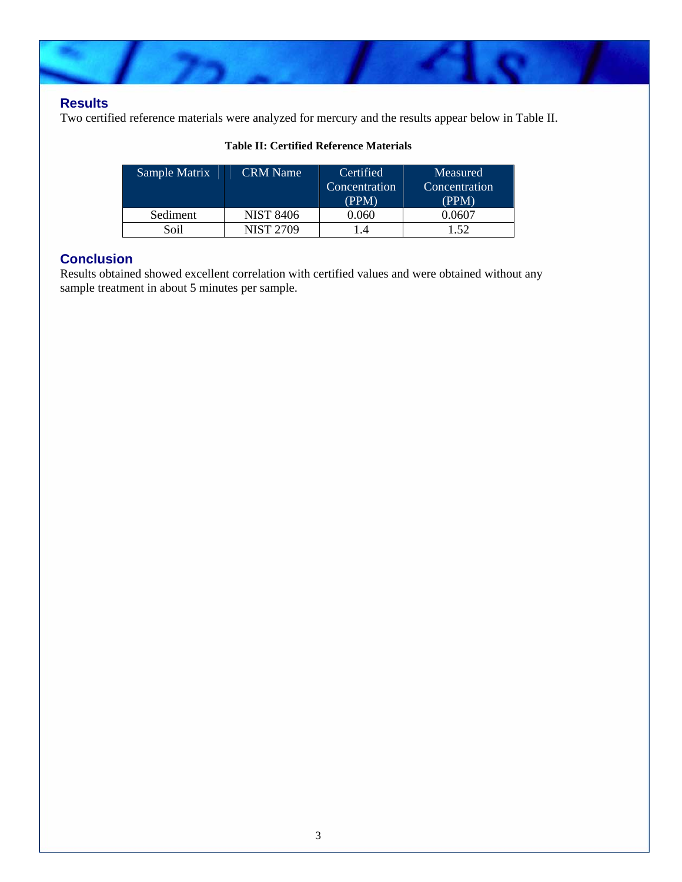## Results

Two certified reference materials were analyzed for mercury and the results appear below in Table II.

**Table II: Certified Reference Materials**

| Sample Matrix | CRM Name | Certified Concentration (PPM) | Measured Concentration (PPM) |
|---|---|---|---|
| Sediment | NIST 8406 | 0.060 | 0.0607 |
| Soil | NIST 2709 | 1.4 | 1.52 |

## Conclusion

Results obtained showed excellent correlation with certified values and were obtained without any sample treatment in about 5 minutes per sample.